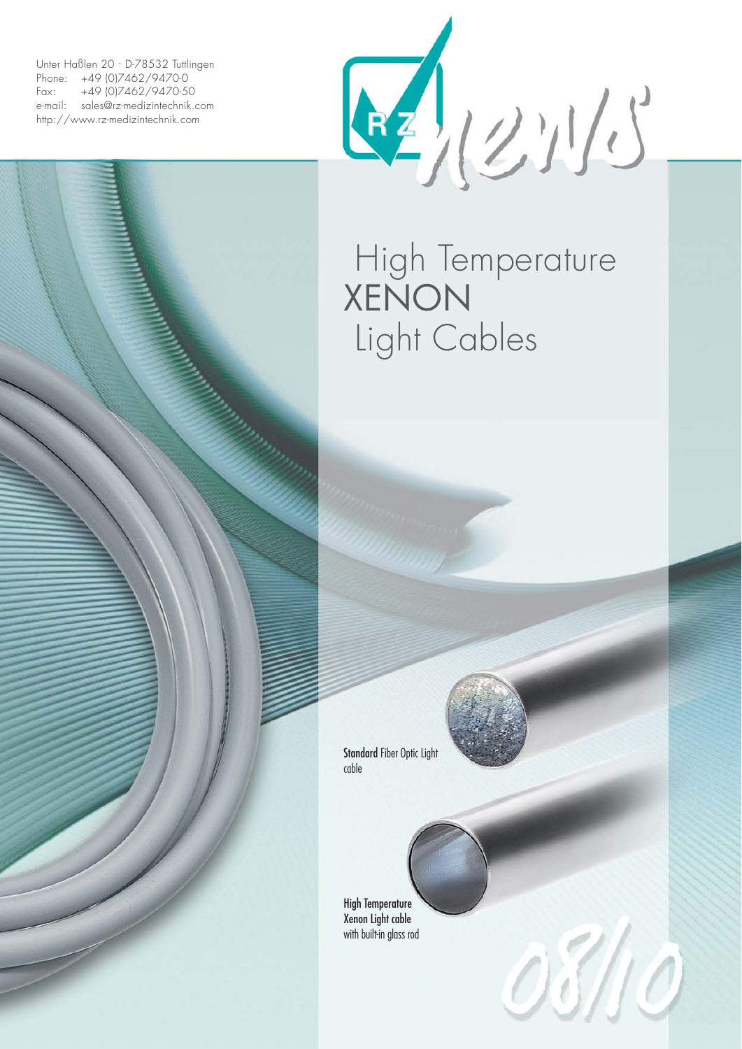Unter Haßlen 20 · D-78532 Tuttlingen
Phone: +49 (0)7462/9470-0
Fax: +49 (0)7462/9470-50
e-mail: sales@rz-medizintechnik.com
http://www.rz-medizintechnik.com

RZ news

# High Temperature XENON Light Cables

**Standard** Fiber Optic Light cable

**High Temperature Xenon Light cable** with built-in glass rod

08/10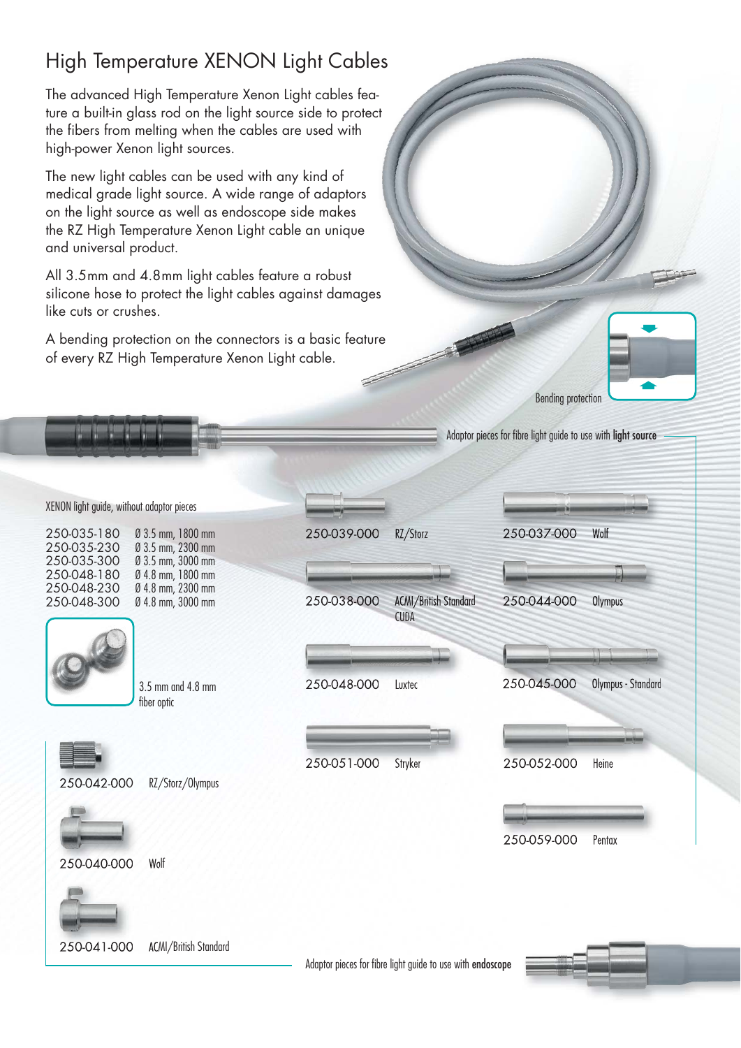# High Temperature XENON Light Cables

The advanced High Temperature Xenon Light cables feature a built-in glass rod on the light source side to protect the fibers from melting when the cables are used with high-power Xenon light sources.

The new light cables can be used with any kind of medical grade light source. A wide range of adaptors on the light source as well as endoscope side makes the RZ High Temperature Xenon Light cable an unique and universal product.

All 3.5mm and 4.8mm light cables feature a robust silicone hose to protect the light cables against damages like cuts or crushes.

A bending protection on the connectors is a basic feature of every RZ High Temperature Xenon Light cable.

Bending protection

XENON light guide, without adaptor pieces

| | |
|---|---|
| 250-035-180 | Ø 3.5 mm, 1800 mm |
| 250-035-230 | Ø 3.5 mm, 2300 mm |
| 250-035-300 | Ø 3.5 mm, 3000 mm |
| 250-048-180 | Ø 4.8 mm, 1800 mm |
| 250-048-230 | Ø 4.8 mm, 2300 mm |
| 250-048-300 | Ø 4.8 mm, 3000 mm |

3.5 mm and 4.8 mm fiber optic

Adaptor pieces for fibre light guide to use with **light source**

| | |
|---|---|
| 250-039-000 | RZ/Storz |
| 250-037-000 | Wolf |
| 250-038-000 | ACMI/British Standard CUDA |
| 250-044-000 | Olympus |
| 250-048-000 | Luxtec |
| 250-045-000 | Olympus - Standard |
| 250-051-000 | Stryker |
| 250-052-000 | Heine |
| 250-059-000 | Pentax |

Adaptor pieces for fibre light guide to use with **endoscope**

| | |
|---|---|
| 250-042-000 | RZ/Storz/Olympus |
| 250-040-000 | Wolf |
| 250-041-000 | ACMI/British Standard |